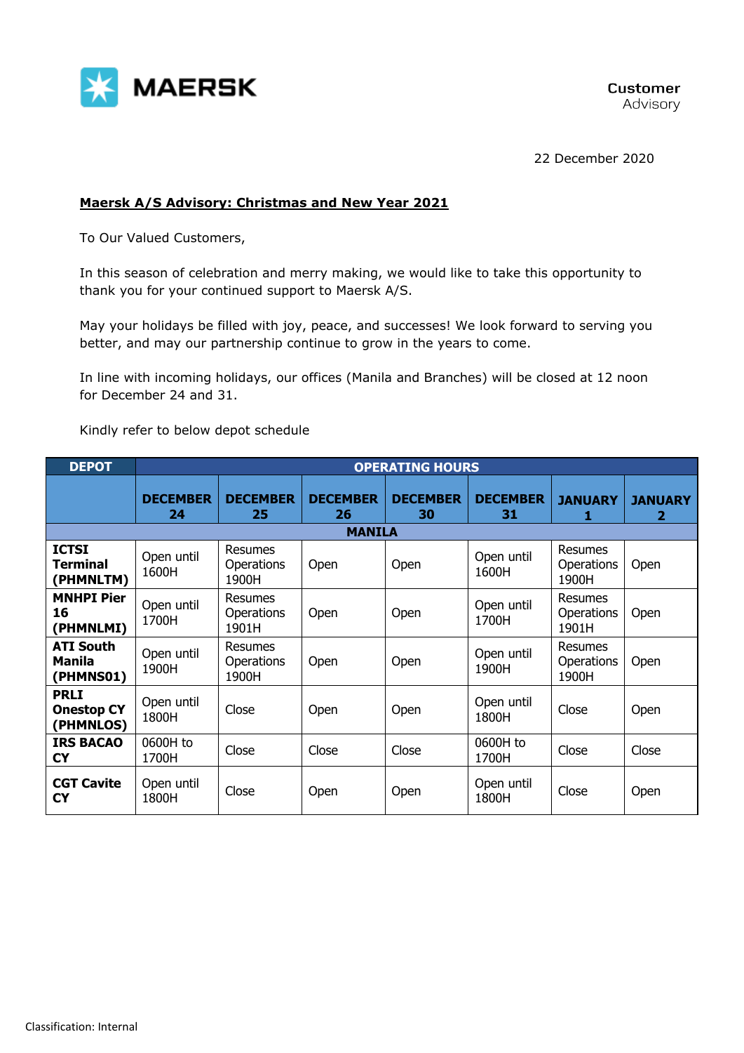MAERSK

**Customer** Advisory

22 December 2020

**Maersk A/S Advisory: Christmas and New Year 2021**

To Our Valued Customers,

In this season of celebration and merry making, we would like to take this opportunity to thank you for your continued support to Maersk A/S.

May your holidays be filled with joy, peace, and successes! We look forward to serving you better, and may our partnership continue to grow in the years to come.

In line with incoming holidays, our offices (Manila and Branches) will be closed at 12 noon for December 24 and 31.

Kindly refer to below depot schedule

| DEPOT | OPERATING HOURS | | | | | | |
|---|---|---|---|---|---|---|---|
| | DECEMBER 24 | DECEMBER 25 | DECEMBER 26 | DECEMBER 30 | DECEMBER 31 | JANUARY 1 | JANUARY 2 |
| MANILA | | | | | | | |
| **ICTSI Terminal (PHMNLTM)** | Open until 1600H | Resumes Operations 1900H | Open | Open | Open until 1600H | Resumes Operations 1900H | Open |
| **MNHPI Pier 16 (PHMNLMI)** | Open until 1700H | Resumes Operations 1901H | Open | Open | Open until 1700H | Resumes Operations 1901H | Open |
| **ATI South Manila (PHMNS01)** | Open until 1900H | Resumes Operations 1900H | Open | Open | Open until 1900H | Resumes Operations 1900H | Open |
| **PRLI Onestop CY (PHMNLOS)** | Open until 1800H | Close | Open | Open | Open until 1800H | Close | Open |
| **IRS BACAO CY** | 0600H to 1700H | Close | Close | Close | 0600H to 1700H | Close | Close |
| **CGT Cavite CY** | Open until 1800H | Close | Open | Open | Open until 1800H | Close | Open |

Classification: Internal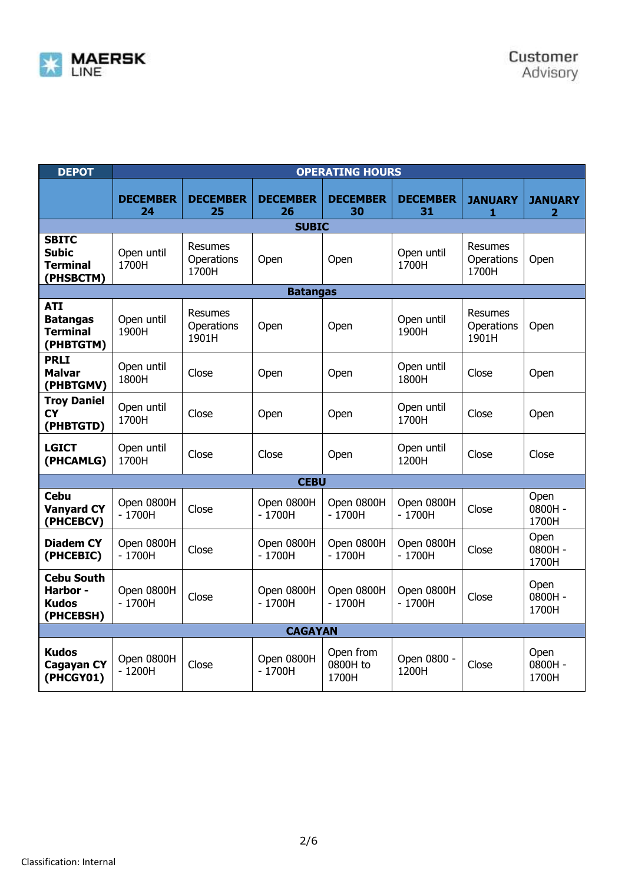| DEPOT | OPERATING HOURS | | | | | | |
|---|---|---|---|---|---|---|---|
| | **DECEMBER 24** | **DECEMBER 25** | **DECEMBER 26** | **DECEMBER 30** | **DECEMBER 31** | **JANUARY 1** | **JANUARY 2** |
| **SUBIC** | | | | | | | |
| **SBITC Subic Terminal (PHSBCTM)** | Open until 1700H | Resumes Operations 1700H | Open | Open | Open until 1700H | Resumes Operations 1700H | Open |
| **Batangas** | | | | | | | |
| **ATI Batangas Terminal (PHBTGTM)** | Open until 1900H | Resumes Operations 1901H | Open | Open | Open until 1900H | Resumes Operations 1901H | Open |
| **PRLI Malvar (PHBTGMV)** | Open until 1800H | Close | Open | Open | Open until 1800H | Close | Open |
| **Troy Daniel CY (PHBTGTD)** | Open until 1700H | Close | Open | Open | Open until 1700H | Close | Open |
| **LGICT (PHCAMLG)** | Open until 1700H | Close | Close | Open | Open until 1200H | Close | Close |
| **CEBU** | | | | | | | |
| **Cebu Vanyard CY (PHCEBCV)** | Open 0800H - 1700H | Close | Open 0800H - 1700H | Open 0800H - 1700H | Open 0800H - 1700H | Close | Open 0800H - 1700H |
| **Diadem CY (PHCEBIC)** | Open 0800H - 1700H | Close | Open 0800H - 1700H | Open 0800H - 1700H | Open 0800H - 1700H | Close | Open 0800H - 1700H |
| **Cebu South Harbor - Kudos (PHCEBSH)** | Open 0800H - 1700H | Close | Open 0800H - 1700H | Open 0800H - 1700H | Open 0800H - 1700H | Close | Open 0800H - 1700H |
| **CAGAYAN** | | | | | | | |
| **Kudos Cagayan CY (PHCGY01)** | Open 0800H - 1200H | Close | Open 0800H - 1700H | Open from 0800H to 1700H | Open 0800 - 1200H | Close | Open 0800H - 1700H |

Classification: Internal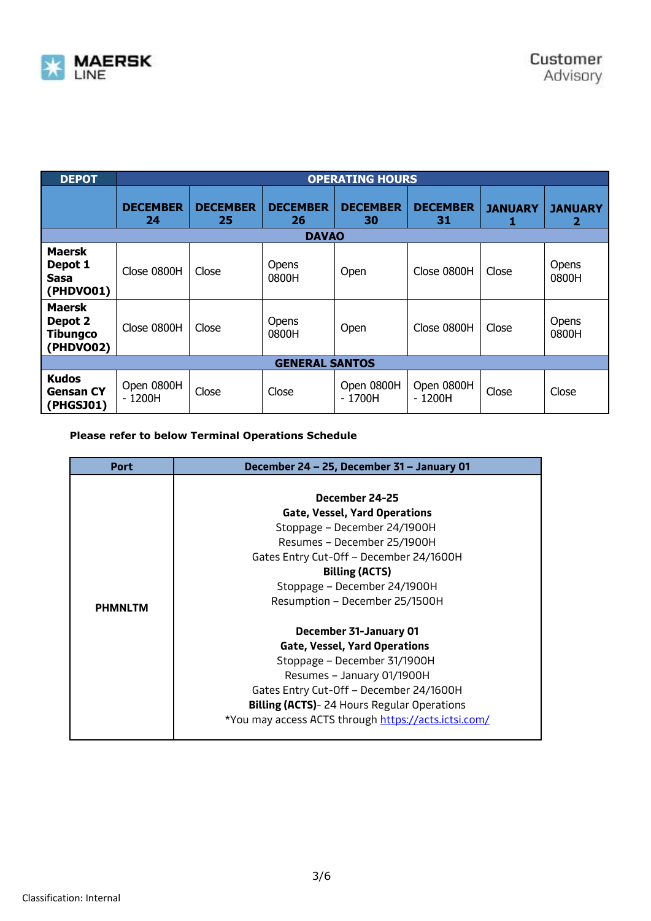| DEPOT | OPERATING HOURS | | | | | | |
|---|---|---|---|---|---|---|---|
| | **DECEMBER 24** | **DECEMBER 25** | **DECEMBER 26** | **DECEMBER 30** | **DECEMBER 31** | **JANUARY 1** | **JANUARY 2** |
| **DAVAO** | | | | | | | |
| **Maersk Depot 1 Sasa (PHDVO01)** | Close 0800H | Close | Opens 0800H | Open | Close 0800H | Close | Opens 0800H |
| **Maersk Depot 2 Tibungco (PHDVO02)** | Close 0800H | Close | Opens 0800H | Open | Close 0800H | Close | Opens 0800H |
| **GENERAL SANTOS** | | | | | | | |
| **Kudos Gensan CY (PHGSJ01)** | Open 0800H - 1200H | Close | Close | Open 0800H - 1700H | Open 0800H - 1200H | Close | Close |

**Please refer to below Terminal Operations Schedule**

| Port | December 24 – 25, December 31 – January 01 |
|---|---|
| **PHMNLTM** | **December 24-25**<br>**Gate, Vessel, Yard Operations**<br>Stoppage – December 24/1900H<br>Resumes – December 25/1900H<br>Gates Entry Cut-Off – December 24/1600H<br>**Billing (ACTS)**<br>Stoppage – December 24/1900H<br>Resumption – December 25/1500H<br><br>**December 31-January 01**<br>**Gate, Vessel, Yard Operations**<br>Stoppage – December 31/1900H<br>Resumes – January 01/1900H<br>Gates Entry Cut-Off – December 24/1600H<br>**Billing (ACTS)**- 24 Hours Regular Operations<br>*You may access ACTS through https://acts.ictsi.com/ |

Classification: Internal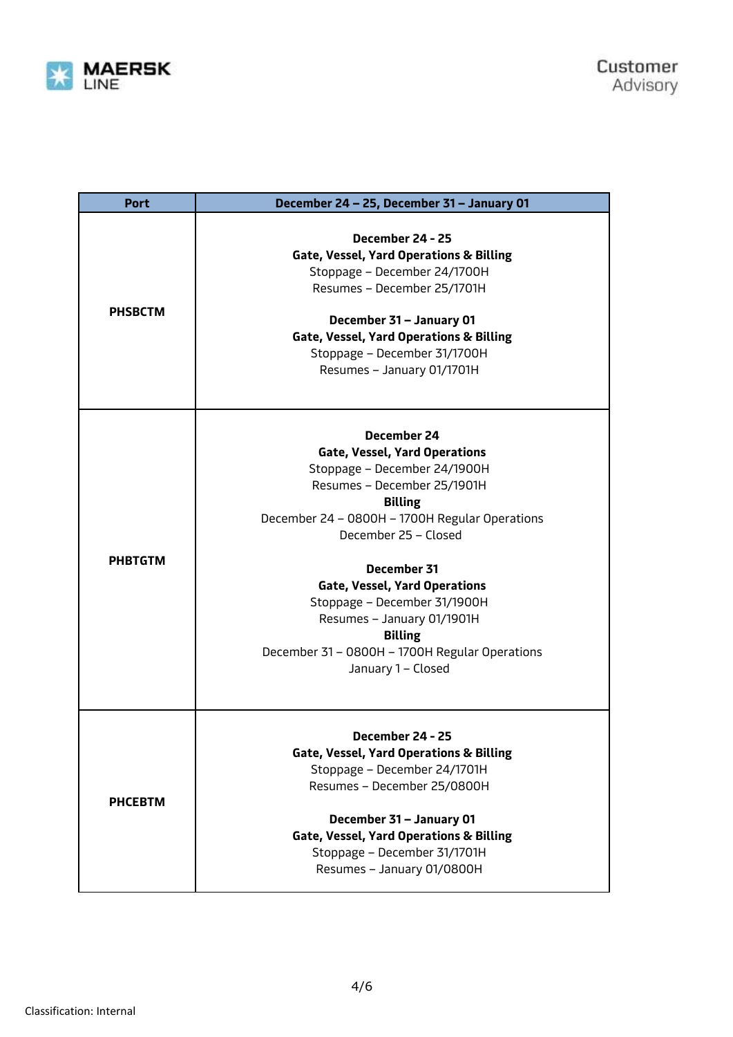| Port | December 24 – 25, December 31 – January 01 |
| --- | --- |
| PHSBCTM | **December 24 - 25**<br>**Gate, Vessel, Yard Operations & Billing**<br>Stoppage – December 24/1700H<br>Resumes – December 25/1701H<br><br>**December 31 – January 01**<br>**Gate, Vessel, Yard Operations & Billing**<br>Stoppage – December 31/1700H<br>Resumes – January 01/1701H |
| PHBTGTM | **December 24**<br>**Gate, Vessel, Yard Operations**<br>Stoppage – December 24/1900H<br>Resumes – December 25/1901H<br>**Billing**<br>December 24 – 0800H – 1700H Regular Operations<br>December 25 – Closed<br><br>**December 31**<br>**Gate, Vessel, Yard Operations**<br>Stoppage – December 31/1900H<br>Resumes – January 01/1901H<br>**Billing**<br>December 31 – 0800H – 1700H Regular Operations<br>January 1 – Closed |
| PHCEBTM | **December 24 - 25**<br>**Gate, Vessel, Yard Operations & Billing**<br>Stoppage – December 24/1701H<br>Resumes – December 25/0800H<br><br>**December 31 – January 01**<br>**Gate, Vessel, Yard Operations & Billing**<br>Stoppage – December 31/1701H<br>Resumes – January 01/0800H |

Classification: Internal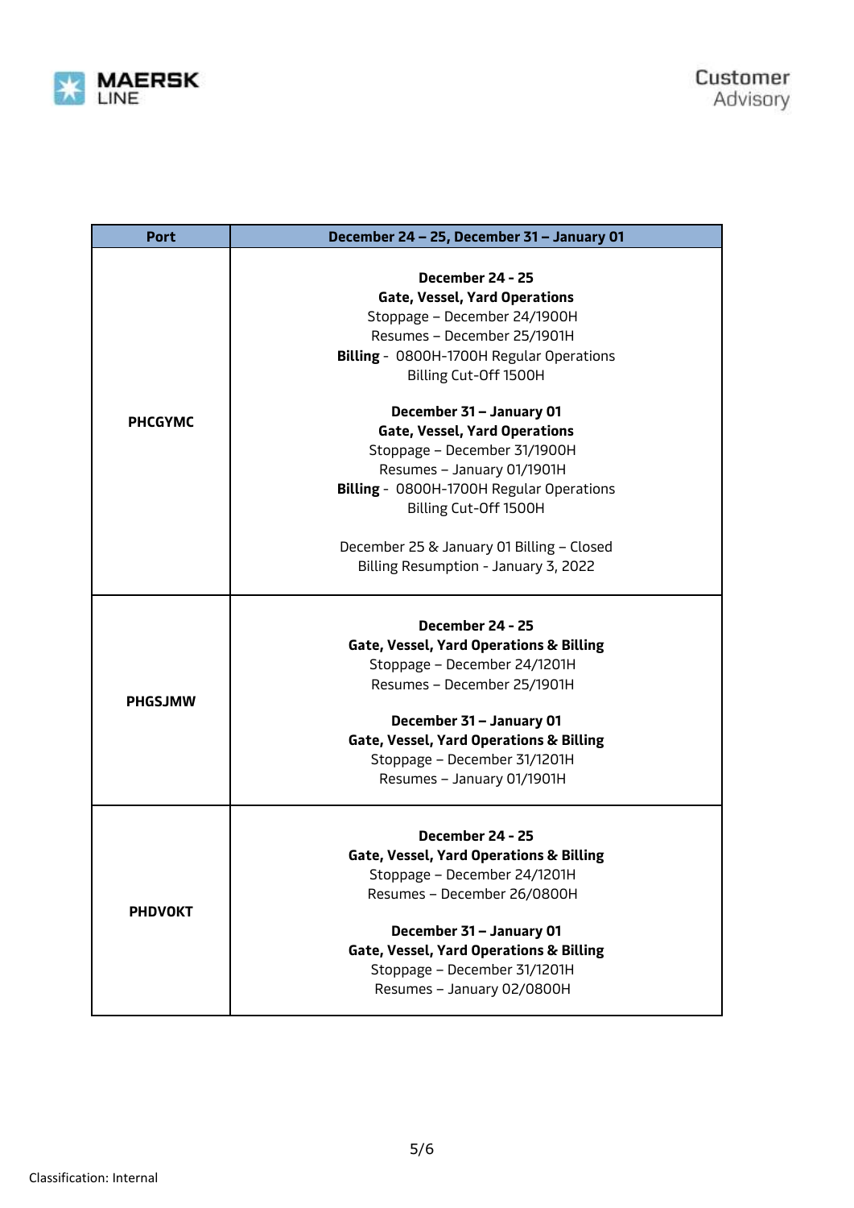| Port | December 24 – 25, December 31 – January 01 |
|---|---|
| **PHCGYMC** | **December 24 - 25**<br>**Gate, Vessel, Yard Operations**<br>Stoppage – December 24/1900H<br>Resumes – December 25/1901H<br>**Billing** - 0800H-1700H Regular Operations<br>Billing Cut-Off 1500H<br><br>**December 31 – January 01**<br>**Gate, Vessel, Yard Operations**<br>Stoppage – December 31/1900H<br>Resumes – January 01/1901H<br>**Billing** - 0800H-1700H Regular Operations<br>Billing Cut-Off 1500H<br><br>December 25 & January 01 Billing – Closed<br>Billing Resumption - January 3, 2022 |
| **PHGSJMW** | **December 24 - 25**<br>**Gate, Vessel, Yard Operations & Billing**<br>Stoppage – December 24/1201H<br>Resumes – December 25/1901H<br><br>**December 31 – January 01**<br>**Gate, Vessel, Yard Operations & Billing**<br>Stoppage – December 31/1201H<br>Resumes – January 01/1901H |
| **PHDVOKT** | **December 24 - 25**<br>**Gate, Vessel, Yard Operations & Billing**<br>Stoppage – December 24/1201H<br>Resumes – December 26/0800H<br><br>**December 31 – January 01**<br>**Gate, Vessel, Yard Operations & Billing**<br>Stoppage – December 31/1201H<br>Resumes – January 02/0800H |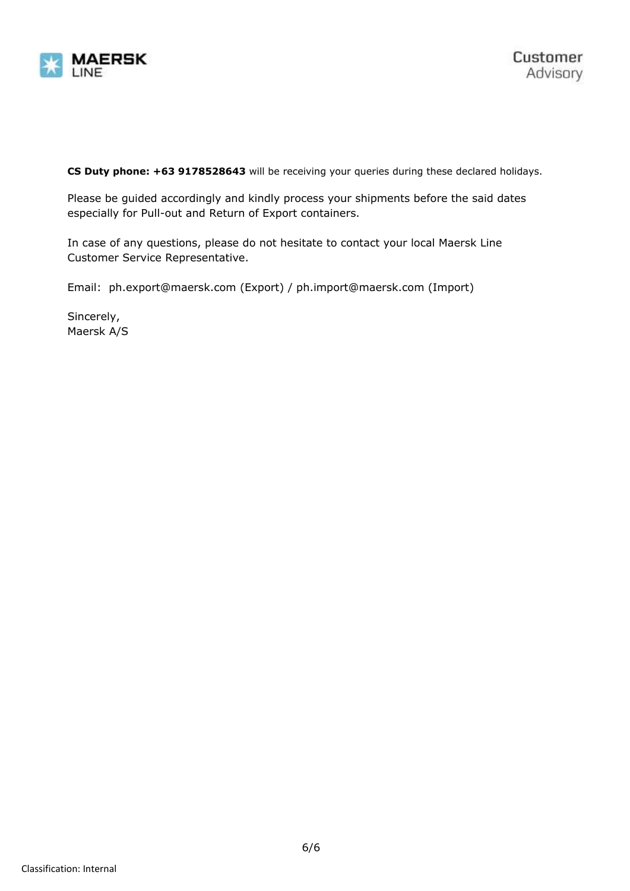**CS Duty phone: +63 9178528643** will be receiving your queries during these declared holidays.

Please be guided accordingly and kindly process your shipments before the said dates especially for Pull-out and Return of Export containers.

In case of any questions, please do not hesitate to contact your local Maersk Line Customer Service Representative.

Email: ph.export@maersk.com (Export) / ph.import@maersk.com (Import)

Sincerely,
Maersk A/S